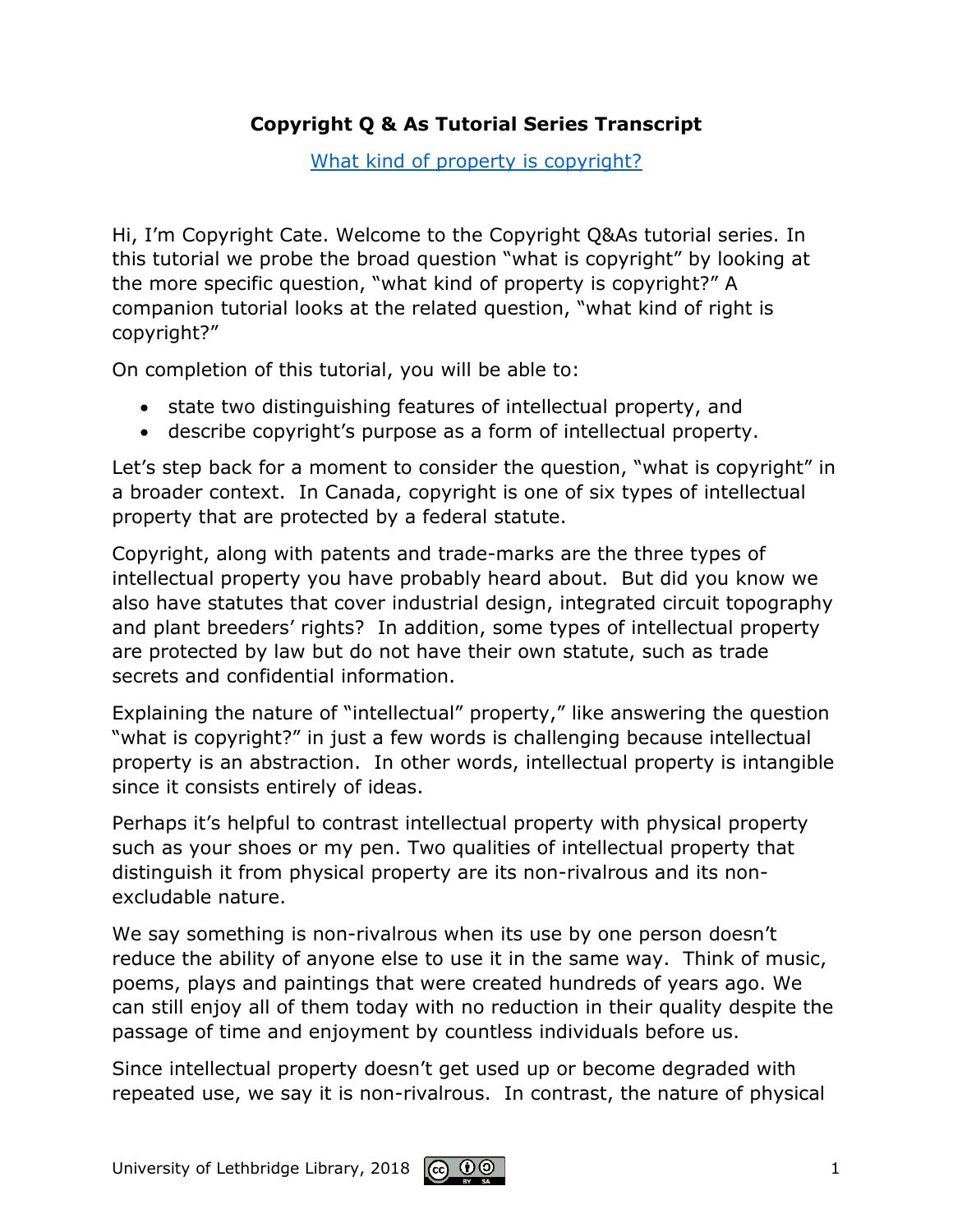# Copyright Q & As Tutorial Series Transcript

[What kind of property is copyright?]

Hi, I'm Copyright Cate. Welcome to the Copyright Q&As tutorial series. In this tutorial we probe the broad question "what is copyright" by looking at the more specific question, "what kind of property is copyright?" A companion tutorial looks at the related question, "what kind of right is copyright?"

On completion of this tutorial, you will be able to:

- state two distinguishing features of intellectual property, and
- describe copyright's purpose as a form of intellectual property.

Let's step back for a moment to consider the question, "what is copyright" in a broader context. In Canada, copyright is one of six types of intellectual property that are protected by a federal statute.

Copyright, along with patents and trade-marks are the three types of intellectual property you have probably heard about. But did you know we also have statutes that cover industrial design, integrated circuit topography and plant breeders' rights? In addition, some types of intellectual property are protected by law but do not have their own statute, such as trade secrets and confidential information.

Explaining the nature of "intellectual" property," like answering the question "what is copyright?" in just a few words is challenging because intellectual property is an abstraction. In other words, intellectual property is intangible since it consists entirely of ideas.

Perhaps it's helpful to contrast intellectual property with physical property such as your shoes or my pen. Two qualities of intellectual property that distinguish it from physical property are its non-rivalrous and its non-excludable nature.

We say something is non-rivalrous when its use by one person doesn't reduce the ability of anyone else to use it in the same way. Think of music, poems, plays and paintings that were created hundreds of years ago. We can still enjoy all of them today with no reduction in their quality despite the passage of time and enjoyment by countless individuals before us.

Since intellectual property doesn't get used up or become degraded with repeated use, we say it is non-rivalrous. In contrast, the nature of physical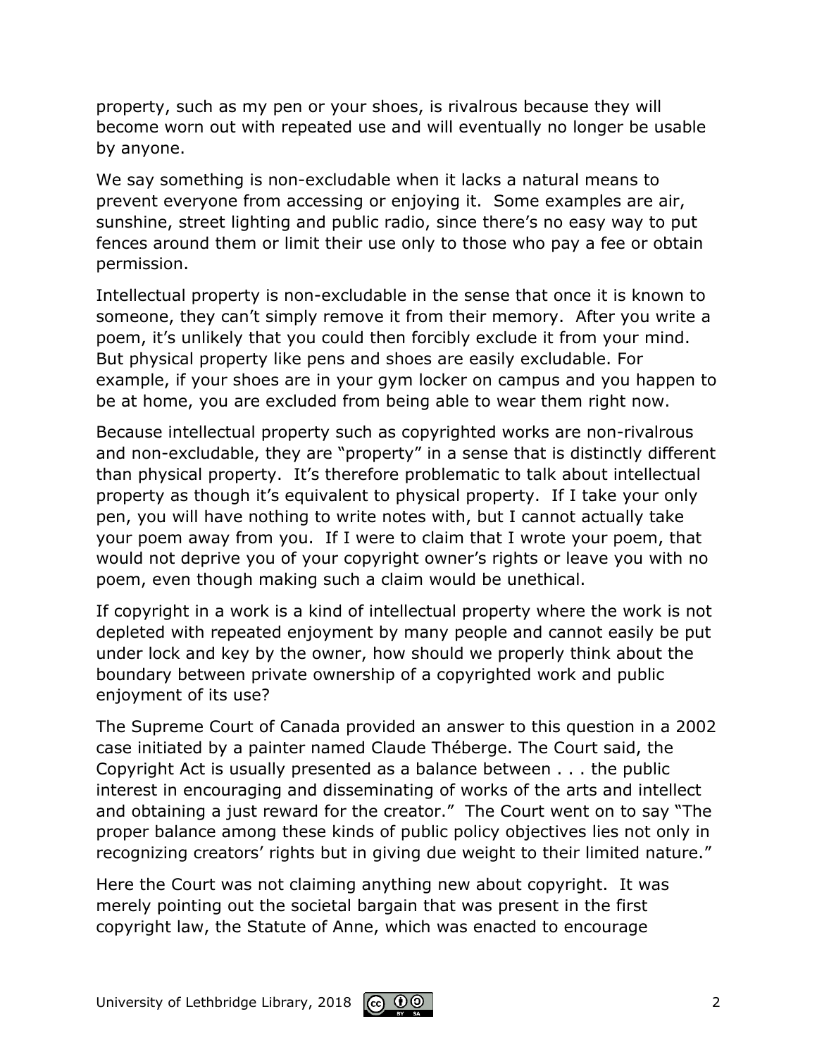property, such as my pen or your shoes, is rivalrous because they will become worn out with repeated use and will eventually no longer be usable by anyone.

We say something is non-excludable when it lacks a natural means to prevent everyone from accessing or enjoying it. Some examples are air, sunshine, street lighting and public radio, since there's no easy way to put fences around them or limit their use only to those who pay a fee or obtain permission.

Intellectual property is non-excludable in the sense that once it is known to someone, they can't simply remove it from their memory. After you write a poem, it's unlikely that you could then forcibly exclude it from your mind. But physical property like pens and shoes are easily excludable. For example, if your shoes are in your gym locker on campus and you happen to be at home, you are excluded from being able to wear them right now.

Because intellectual property such as copyrighted works are non-rivalrous and non-excludable, they are "property" in a sense that is distinctly different than physical property. It's therefore problematic to talk about intellectual property as though it's equivalent to physical property. If I take your only pen, you will have nothing to write notes with, but I cannot actually take your poem away from you. If I were to claim that I wrote your poem, that would not deprive you of your copyright owner's rights or leave you with no poem, even though making such a claim would be unethical.

If copyright in a work is a kind of intellectual property where the work is not depleted with repeated enjoyment by many people and cannot easily be put under lock and key by the owner, how should we properly think about the boundary between private ownership of a copyrighted work and public enjoyment of its use?

The Supreme Court of Canada provided an answer to this question in a 2002 case initiated by a painter named Claude Théberge. The Court said, the Copyright Act is usually presented as a balance between . . . the public interest in encouraging and disseminating of works of the arts and intellect and obtaining a just reward for the creator." The Court went on to say "The proper balance among these kinds of public policy objectives lies not only in recognizing creators' rights but in giving due weight to their limited nature."

Here the Court was not claiming anything new about copyright. It was merely pointing out the societal bargain that was present in the first copyright law, the Statute of Anne, which was enacted to encourage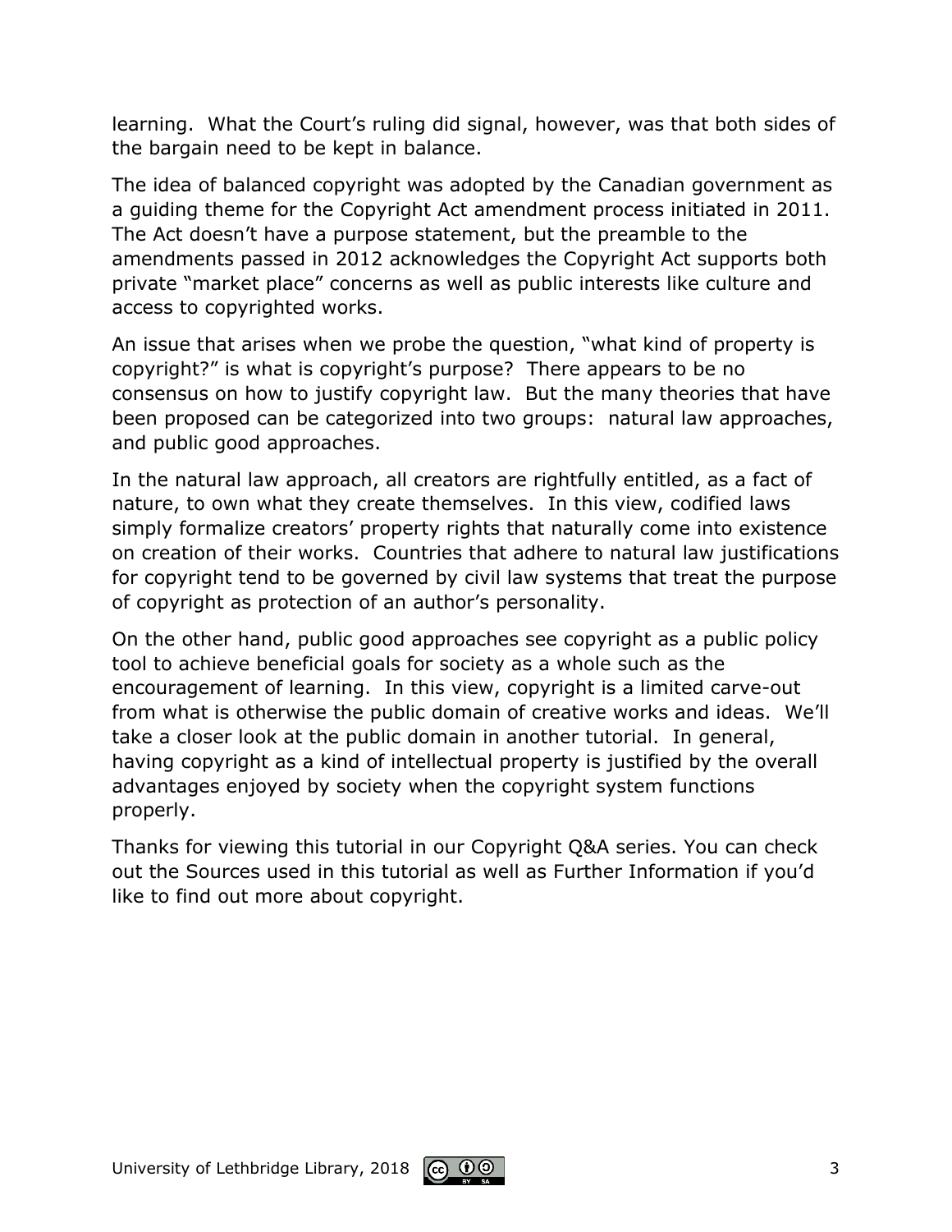learning. What the Court's ruling did signal, however, was that both sides of the bargain need to be kept in balance.

The idea of balanced copyright was adopted by the Canadian government as a guiding theme for the Copyright Act amendment process initiated in 2011. The Act doesn't have a purpose statement, but the preamble to the amendments passed in 2012 acknowledges the Copyright Act supports both private "market place" concerns as well as public interests like culture and access to copyrighted works.

An issue that arises when we probe the question, "what kind of property is copyright?" is what is copyright's purpose? There appears to be no consensus on how to justify copyright law. But the many theories that have been proposed can be categorized into two groups: natural law approaches, and public good approaches.

In the natural law approach, all creators are rightfully entitled, as a fact of nature, to own what they create themselves. In this view, codified laws simply formalize creators' property rights that naturally come into existence on creation of their works. Countries that adhere to natural law justifications for copyright tend to be governed by civil law systems that treat the purpose of copyright as protection of an author's personality.

On the other hand, public good approaches see copyright as a public policy tool to achieve beneficial goals for society as a whole such as the encouragement of learning. In this view, copyright is a limited carve-out from what is otherwise the public domain of creative works and ideas. We'll take a closer look at the public domain in another tutorial. In general, having copyright as a kind of intellectual property is justified by the overall advantages enjoyed by society when the copyright system functions properly.

Thanks for viewing this tutorial in our Copyright Q&A series. You can check out the Sources used in this tutorial as well as Further Information if you'd like to find out more about copyright.